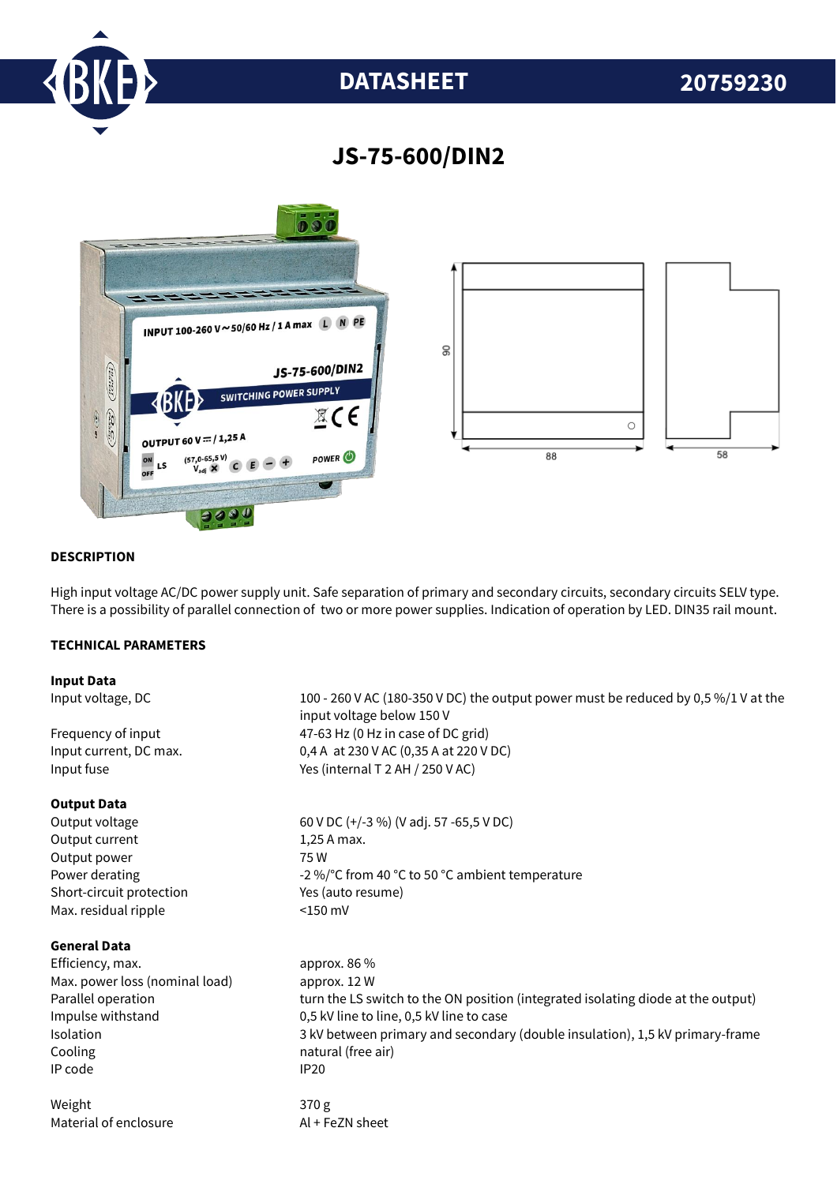# DATASHEET 20759230

## JS-75-600/DIN2

### DESCRIPTION

High input voltage AC/DC power supply unit. Safe separation of primary and secondary circuits, secondary circuits SELV type. There is a possibility of parallel connection of two or more power supplies. Indication of operation by LED. DIN35 rail mount.

### TECHNICAL PARAMETERS

**Input Data**

| | |
|---|---|
| Input voltage, DC | 100 - 260 V AC (180-350 V DC) the output power must be reduced by 0,5 %/1 V at the input voltage below 150 V |
| Frequency of input | 47-63 Hz (0 Hz in case of DC grid) |
| Input current, DC max. | 0,4 A at 230 V AC (0,35 A at 220 V DC) |
| Input fuse | Yes (internal T 2 AH / 250 V AC) |

**Output Data**

| | |
|---|---|
| Output voltage | 60 V DC (+/-3 %) (V adj. 57 -65,5 V DC) |
| Output current | 1,25 A max. |
| Output power | 75 W |
| Power derating | -2 %/°C from 40 °C to 50 °C ambient temperature |
| Short-circuit protection | Yes (auto resume) |
| Max. residual ripple | <150 mV |

**General Data**

| | |
|---|---|
| Efficiency, max. | approx. 86 % |
| Max. power loss (nominal load) | approx. 12 W |
| Parallel operation | turn the LS switch to the ON position (integrated isolating diode at the output) |
| Impulse withstand | 0,5 kV line to line, 0,5 kV line to case |
| Isolation | 3 kV between primary and secondary (double insulation), 1,5 kV primary-frame |
| Cooling | natural (free air) |
| IP code | IP20 |
| Weight | 370 g |
| Material of enclosure | Al + FeZN sheet |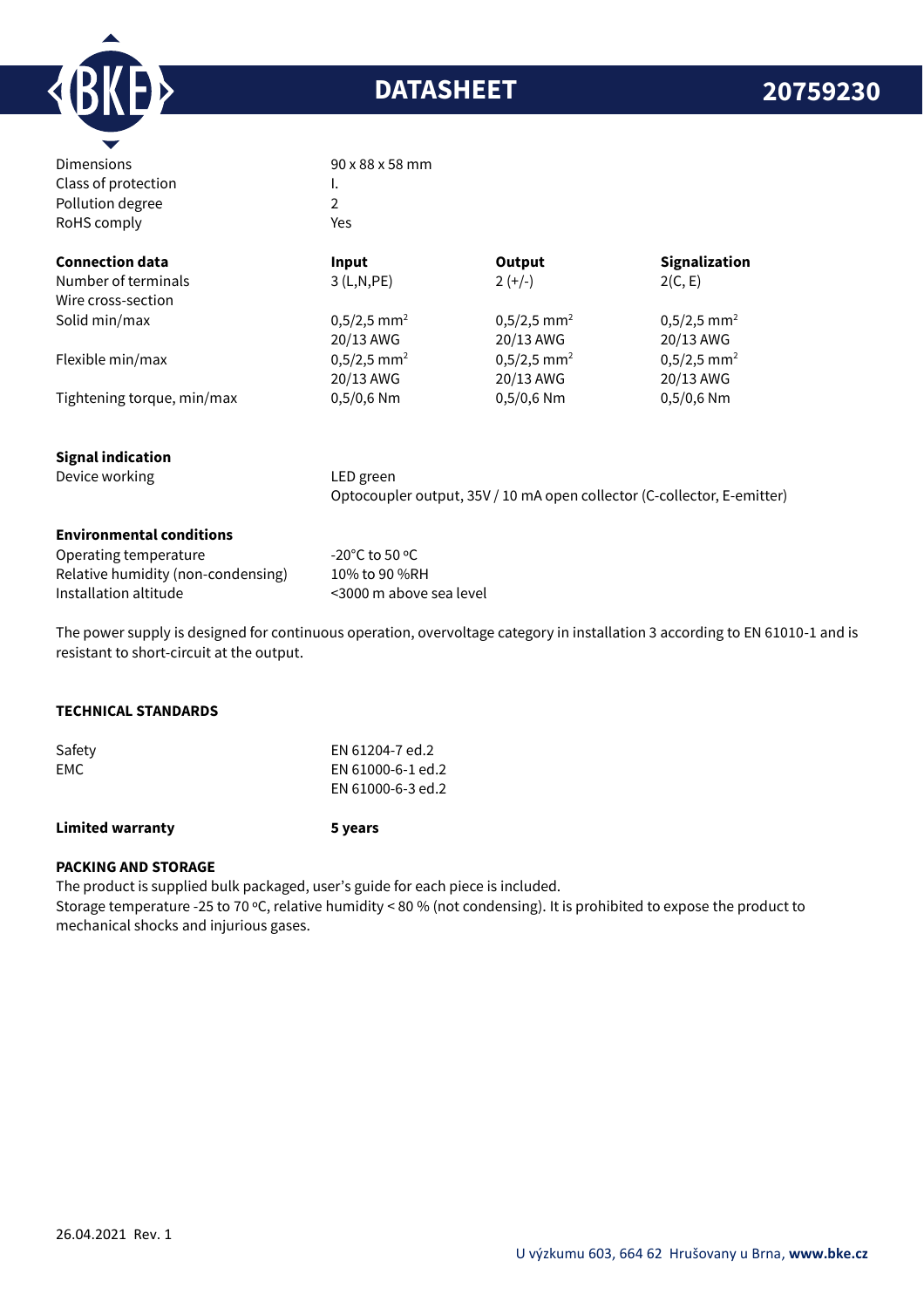| | |
|---|---|
| Dimensions | 90 x 88 x 58 mm |
| Class of protection | I. |
| Pollution degree | 2 |
| RoHS comply | Yes |

| **Connection data** | **Input** | **Output** | **Signalization** |
|---|---|---|---|
| Number of terminals | 3 (L,N,PE) | 2 (+/-) | 2(C, E) |
| Wire cross-section | | | |
| Solid min/max | 0,5/2,5 mm² 20/13 AWG | 0,5/2,5 mm² 20/13 AWG | 0,5/2,5 mm² 20/13 AWG |
| Flexible min/max | 0,5/2,5 mm² 20/13 AWG | 0,5/2,5 mm² 20/13 AWG | 0,5/2,5 mm² 20/13 AWG |
| Tightening torque, min/max | 0,5/0,6 Nm | 0,5/0,6 Nm | 0,5/0,6 Nm |

**Signal indication**

| | |
|---|---|
| Device working | LED green |
| | Optocoupler output, 35V / 10 mA open collector (C-collector, E-emitter) |

**Environmental conditions**

| | |
|---|---|
| Operating temperature | -20°C to 50 °C |
| Relative humidity (non-condensing) | 10% to 90 %RH |
| Installation altitude | <3000 m above sea level |

The power supply is designed for continuous operation, overvoltage category in installation 3 according to EN 61010-1 and is resistant to short-circuit at the output.

**TECHNICAL STANDARDS**

| | |
|---|---|
| Safety | EN 61204-7 ed.2 |
| EMC | EN 61000-6-1 ed.2 |
| | EN 61000-6-3 ed.2 |

**Limited warranty** **5 years**

**PACKING AND STORAGE**

The product is supplied bulk packaged, user's guide for each piece is included.
Storage temperature -25 to 70 °C, relative humidity < 80 % (not condensing). It is prohibited to expose the product to mechanical shocks and injurious gases.

26.04.2021 Rev. 1

U výzkumu 603, 664 62 Hrušovany u Brna, **www.bke.cz**